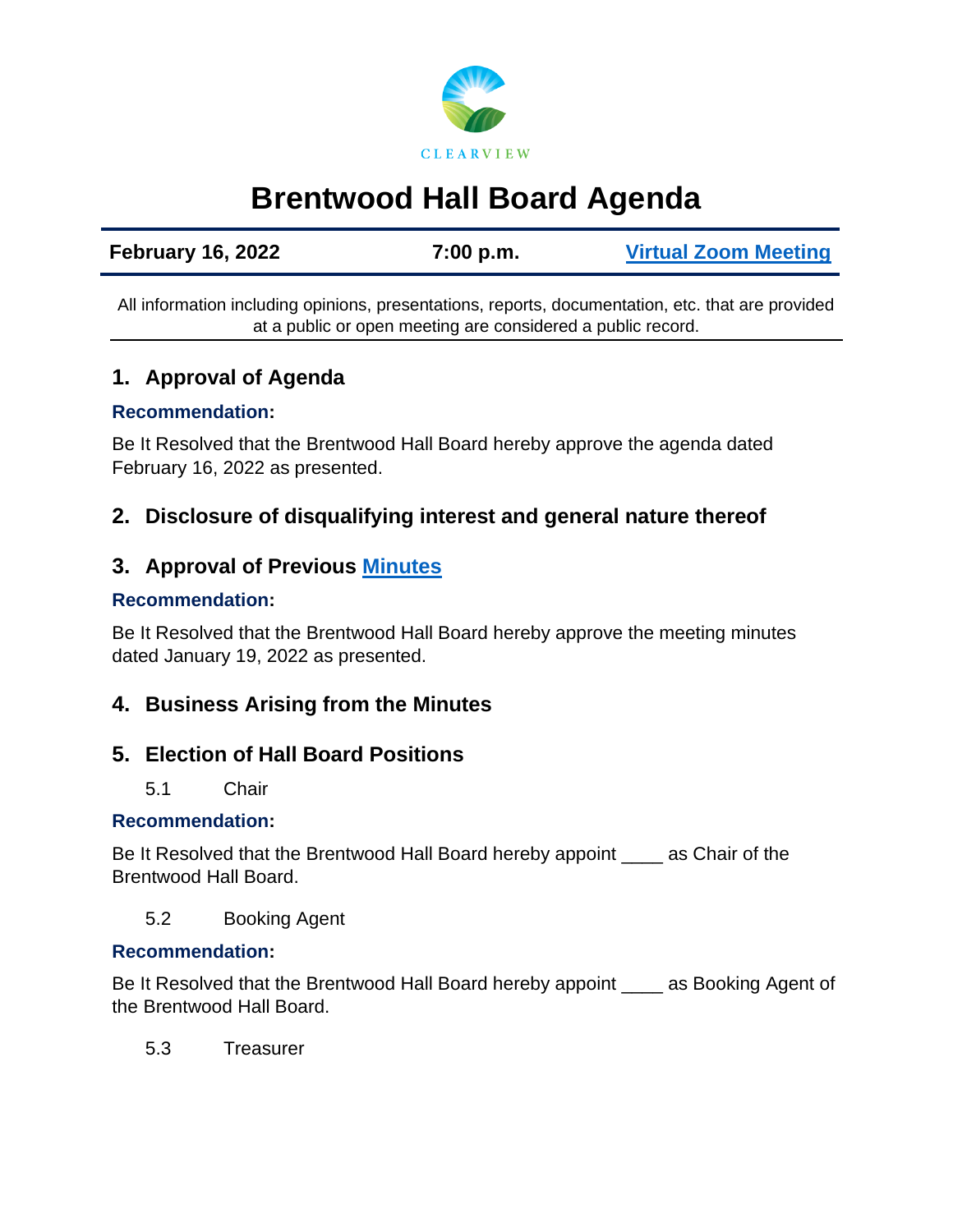CLEARVIEW

# Brentwood Hall Board Agenda

**February 16, 2022** | **7:00 p.m.** | **Virtual Zoom Meeting**

All information including opinions, presentations, reports, documentation, etc. that are provided at a public or open meeting are considered a public record.

## 1. Approval of Agenda

**Recommendation:**

Be It Resolved that the Brentwood Hall Board hereby approve the agenda dated February 16, 2022 as presented.

## 2. Disclosure of disqualifying interest and general nature thereof

## 3. Approval of Previous Minutes

**Recommendation:**

Be It Resolved that the Brentwood Hall Board hereby approve the meeting minutes dated January 19, 2022 as presented.

## 4. Business Arising from the Minutes

## 5. Election of Hall Board Positions

5.1 Chair

**Recommendation:**

Be It Resolved that the Brentwood Hall Board hereby appoint ____ as Chair of the Brentwood Hall Board.

5.2 Booking Agent

**Recommendation:**

Be It Resolved that the Brentwood Hall Board hereby appoint ____ as Booking Agent of the Brentwood Hall Board.

5.3 Treasurer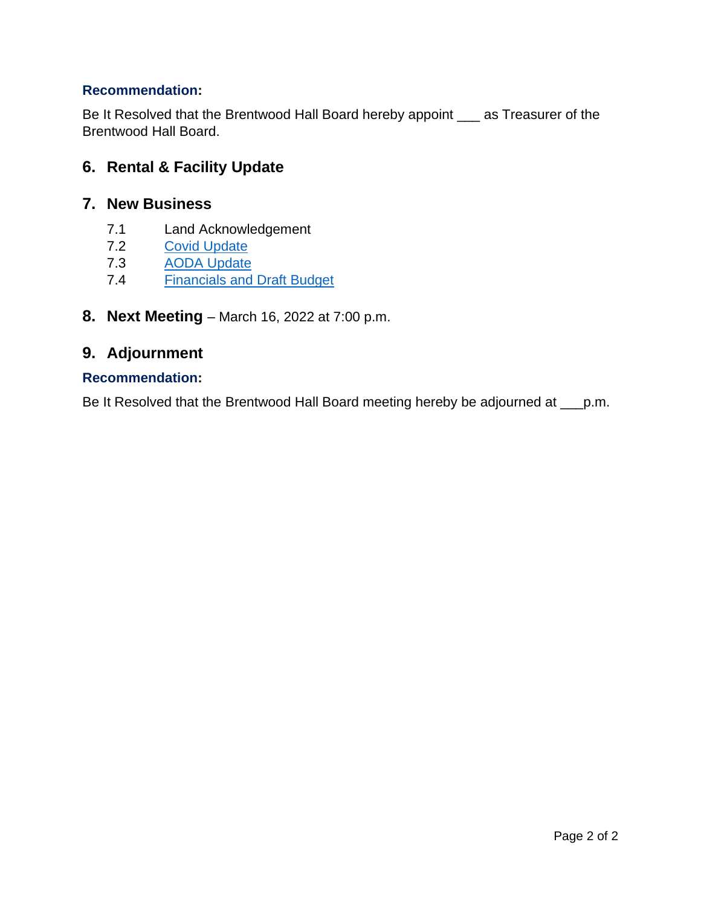**Recommendation:**

Be It Resolved that the Brentwood Hall Board hereby appoint ___ as Treasurer of the Brentwood Hall Board.

## 6. Rental & Facility Update

## 7. New Business

7.1 Land Acknowledgement
7.2 Covid Update
7.3 AODA Update
7.4 Financials and Draft Budget

## 8. Next Meeting – March 16, 2022 at 7:00 p.m.

## 9. Adjournment

**Recommendation:**

Be It Resolved that the Brentwood Hall Board meeting hereby be adjourned at ___p.m.